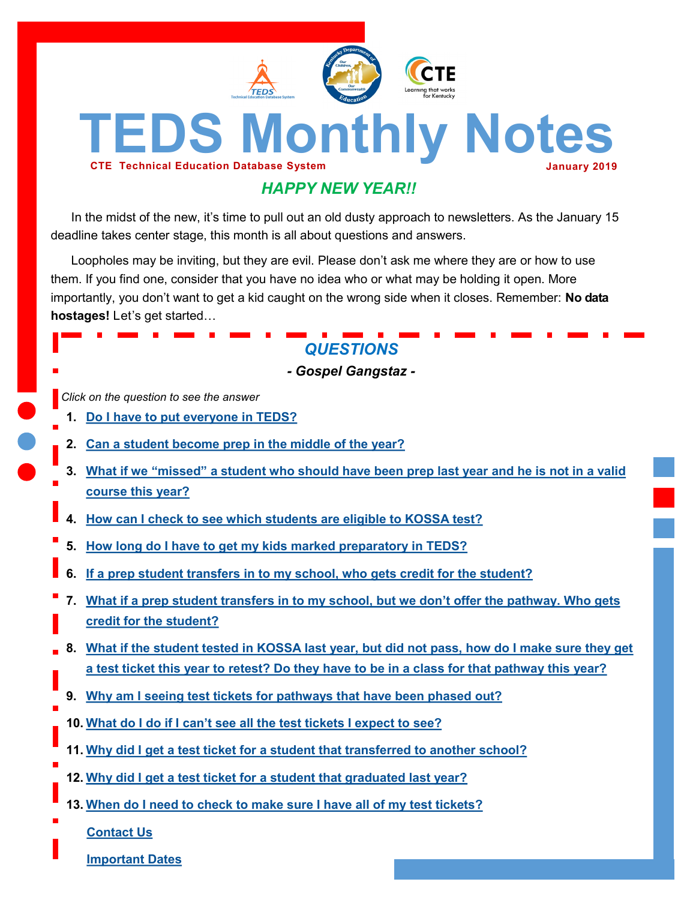# TEDS Monthly Notes

**CTE Technical Education Database System** — **January 2019**

## *HAPPY NEW YEAR!!*

In the midst of the new, it's time to pull out an old dusty approach to newsletters. As the January 15 deadline takes center stage, this month is all about questions and answers.

Loopholes may be inviting, but they are evil. Please don't ask me where they are or how to use them. If you find one, consider that you have no idea who or what may be holding it open. More importantly, you don't want to get a kid caught on the wrong side when it closes. Remember: **No data hostages!** Let's get started…

## *QUESTIONS*

***- Gospel Gangstaz -***

*Click on the question to see the answer*

1. Do I have to put everyone in TEDS?
2. Can a student become prep in the middle of the year?
3. What if we "missed" a student who should have been prep last year and he is not in a valid course this year?
4. How can I check to see which students are eligible to KOSSA test?
5. How long do I have to get my kids marked preparatory in TEDS?
6. If a prep student transfers in to my school, who gets credit for the student?
7. What if a prep student transfers in to my school, but we don't offer the pathway. Who gets credit for the student?
8. What if the student tested in KOSSA last year, but did not pass, how do I make sure they get a test ticket this year to retest? Do they have to be in a class for that pathway this year?
9. Why am I seeing test tickets for pathways that have been phased out?
10. What do I do if I can't see all the test tickets I expect to see?
11. Why did I get a test ticket for a student that transferred to another school?
12. Why did I get a test ticket for a student that graduated last year?
13. When do I need to check to make sure I have all of my test tickets?

Contact Us

Important Dates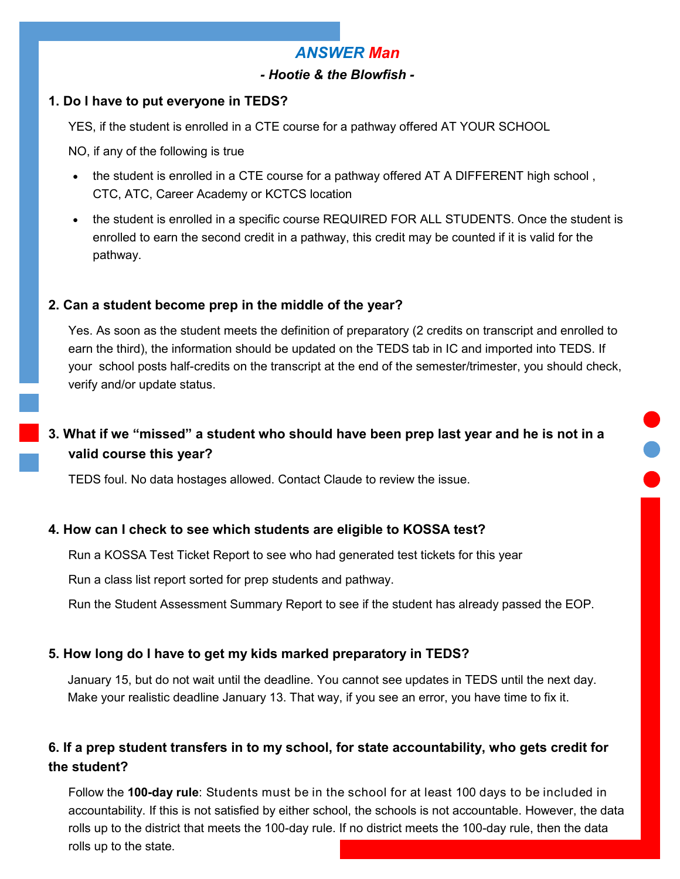## *ANSWER Man*

***- Hootie & the Blowfish -***

**1. Do I have to put everyone in TEDS?**

YES, if the student is enrolled in a CTE course for a pathway offered AT YOUR SCHOOL

NO, if any of the following is true

- the student is enrolled in a CTE course for a pathway offered AT A DIFFERENT high school , CTC, ATC, Career Academy or KCTCS location
- the student is enrolled in a specific course REQUIRED FOR ALL STUDENTS. Once the student is enrolled to earn the second credit in a pathway, this credit may be counted if it is valid for the pathway.

**2. Can a student become prep in the middle of the year?**

Yes. As soon as the student meets the definition of preparatory (2 credits on transcript and enrolled to earn the third), the information should be updated on the TEDS tab in IC and imported into TEDS. If your school posts half-credits on the transcript at the end of the semester/trimester, you should check, verify and/or update status.

**3. What if we "missed" a student who should have been prep last year and he is not in a valid course this year?**

TEDS foul. No data hostages allowed. Contact Claude to review the issue.

**4. How can I check to see which students are eligible to KOSSA test?**

Run a KOSSA Test Ticket Report to see who had generated test tickets for this year

Run a class list report sorted for prep students and pathway.

Run the Student Assessment Summary Report to see if the student has already passed the EOP.

**5. How long do I have to get my kids marked preparatory in TEDS?**

January 15, but do not wait until the deadline. You cannot see updates in TEDS until the next day. Make your realistic deadline January 13. That way, if you see an error, you have time to fix it.

**6. If a prep student transfers in to my school, for state accountability, who gets credit for the student?**

Follow the **100-day rule**: Students must be in the school for at least 100 days to be included in accountability. If this is not satisfied by either school, the schools is not accountable. However, the data rolls up to the district that meets the 100-day rule. If no district meets the 100-day rule, then the data rolls up to the state.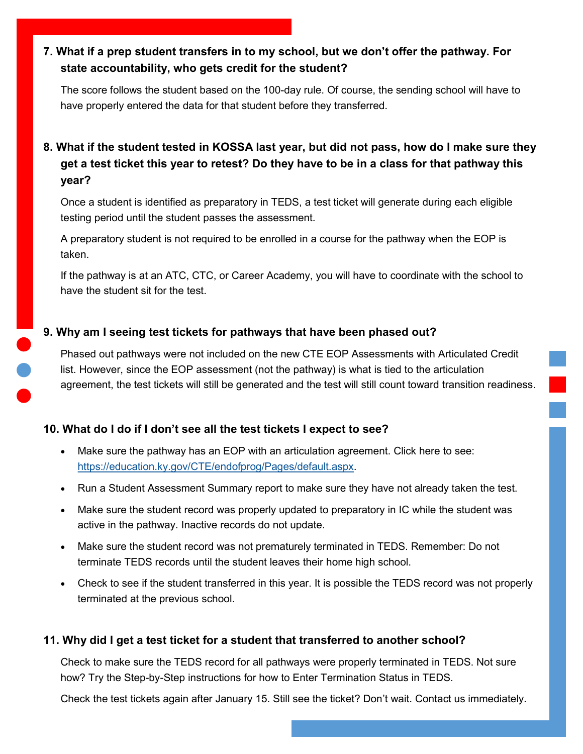### 7. What if a prep student transfers in to my school, but we don't offer the pathway. For state accountability, who gets credit for the student?

The score follows the student based on the 100-day rule. Of course, the sending school will have to have properly entered the data for that student before they transferred.

### 8. What if the student tested in KOSSA last year, but did not pass, how do I make sure they get a test ticket this year to retest? Do they have to be in a class for that pathway this year?

Once a student is identified as preparatory in TEDS, a test ticket will generate during each eligible testing period until the student passes the assessment.

A preparatory student is not required to be enrolled in a course for the pathway when the EOP is taken.

If the pathway is at an ATC, CTC, or Career Academy, you will have to coordinate with the school to have the student sit for the test.

### 9. Why am I seeing test tickets for pathways that have been phased out?

Phased out pathways were not included on the new CTE EOP Assessments with Articulated Credit list. However, since the EOP assessment (not the pathway) is what is tied to the articulation agreement, the test tickets will still be generated and the test will still count toward transition readiness.

### 10. What do I do if I don't see all the test tickets I expect to see?

- Make sure the pathway has an EOP with an articulation agreement. Click here to see: https://education.ky.gov/CTE/endofprog/Pages/default.aspx.
- Run a Student Assessment Summary report to make sure they have not already taken the test.
- Make sure the student record was properly updated to preparatory in IC while the student was active in the pathway. Inactive records do not update.
- Make sure the student record was not prematurely terminated in TEDS. Remember: Do not terminate TEDS records until the student leaves their home high school.
- Check to see if the student transferred in this year. It is possible the TEDS record was not properly terminated at the previous school.

### 11. Why did I get a test ticket for a student that transferred to another school?

Check to make sure the TEDS record for all pathways were properly terminated in TEDS. Not sure how? Try the Step-by-Step instructions for how to Enter Termination Status in TEDS.

Check the test tickets again after January 15. Still see the ticket? Don't wait. Contact us immediately.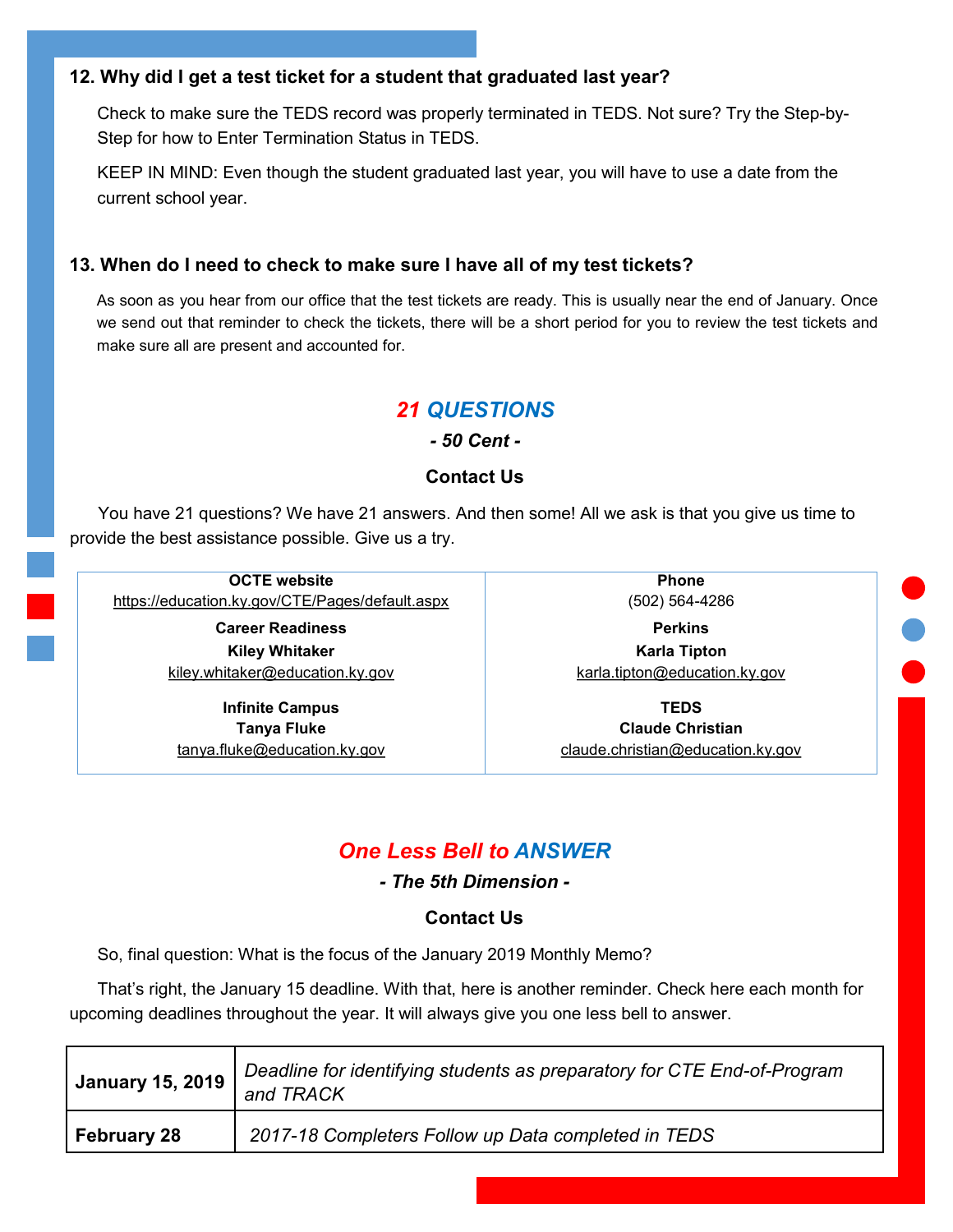**12. Why did I get a test ticket for a student that graduated last year?**

Check to make sure the TEDS record was properly terminated in TEDS. Not sure? Try the Step-by-Step for how to Enter Termination Status in TEDS.

KEEP IN MIND: Even though the student graduated last year, you will have to use a date from the current school year.

**13. When do I need to check to make sure I have all of my test tickets?**

As soon as you hear from our office that the test tickets are ready. This is usually near the end of January. Once we send out that reminder to check the tickets, there will be a short period for you to review the test tickets and make sure all are present and accounted for.

## *21 QUESTIONS*

***- 50 Cent -***

### Contact Us

You have 21 questions? We have 21 answers. And then some! All we ask is that you give us time to provide the best assistance possible. Give us a try.

| | |
|---|---|
| **OCTE website**<br>https://education.ky.gov/CTE/Pages/default.aspx | **Phone**<br>(502) 564-4286 |
| **Career Readiness**<br>**Kiley Whitaker**<br>kiley.whitaker@education.ky.gov | **Perkins**<br>**Karla Tipton**<br>karla.tipton@education.ky.gov |
| **Infinite Campus**<br>**Tanya Fluke**<br>tanya.fluke@education.ky.gov | **TEDS**<br>**Claude Christian**<br>claude.christian@education.ky.gov |

## *One Less Bell to ANSWER*

***- The 5th Dimension -***

### Contact Us

So, final question: What is the focus of the January 2019 Monthly Memo?

That's right, the January 15 deadline. With that, here is another reminder. Check here each month for upcoming deadlines throughout the year. It will always give you one less bell to answer.

| | |
|---|---|
| **January 15, 2019** | *Deadline for identifying students as preparatory for CTE End-of-Program and TRACK* |
| **February 28** | *2017-18 Completers Follow up Data completed in TEDS* |